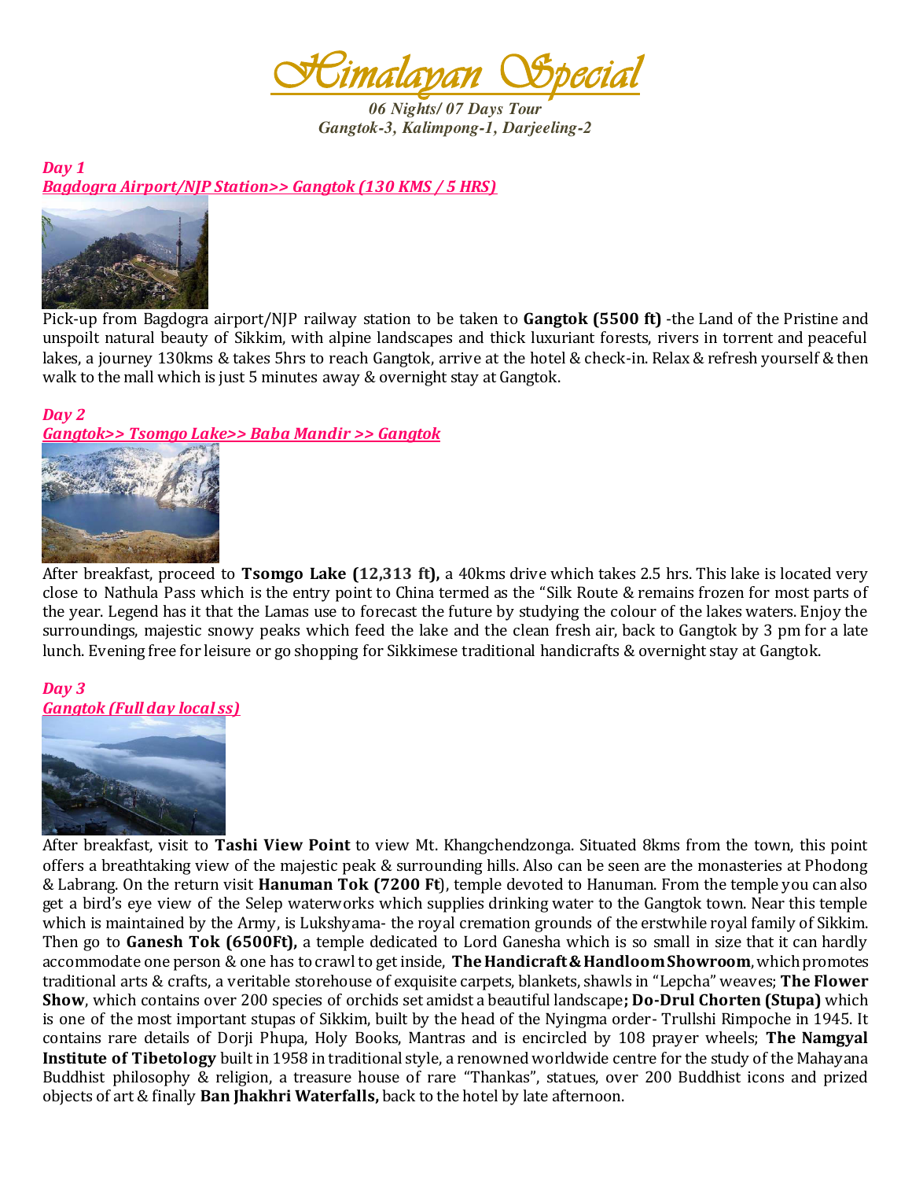# *Himalayan Special*

***06 Nights/ 07 Days Tour***
***Gangtok-3, Kalimpong-1, Darjeeling-2***

***Day 1***
***Bagdogra Airport/NJP Station>> Gangtok (130 KMS / 5 HRS)***

Pick-up from Bagdogra airport/NJP railway station to be taken to **Gangtok (5500 ft)** -the Land of the Pristine and unspoilt natural beauty of Sikkim, with alpine landscapes and thick luxuriant forests, rivers in torrent and peaceful lakes, a journey 130kms & takes 5hrs to reach Gangtok, arrive at the hotel & check-in. Relax & refresh yourself & then walk to the mall which is just 5 minutes away & overnight stay at Gangtok.

***Day 2***
***Gangtok>> Tsomgo Lake>> Baba Mandir >> Gangtok***

After breakfast, proceed to **Tsomgo Lake (12,313 ft),** a 40kms drive which takes 2.5 hrs. This lake is located very close to Nathula Pass which is the entry point to China termed as the "Silk Route & remains frozen for most parts of the year. Legend has it that the Lamas use to forecast the future by studying the colour of the lakes waters. Enjoy the surroundings, majestic snowy peaks which feed the lake and the clean fresh air, back to Gangtok by 3 pm for a late lunch. Evening free for leisure or go shopping for Sikkimese traditional handicrafts & overnight stay at Gangtok.

***Day 3***
***Gangtok (Full day local ss)***

After breakfast, visit to **Tashi View Point** to view Mt. Khangchendzonga. Situated 8kms from the town, this point offers a breathtaking view of the majestic peak & surrounding hills. Also can be seen are the monasteries at Phodong & Labrang. On the return visit **Hanuman Tok (7200 Ft**), temple devoted to Hanuman. From the temple you can also get a bird's eye view of the Selep waterworks which supplies drinking water to the Gangtok town. Near this temple which is maintained by the Army, is Lukshyama- the royal cremation grounds of the erstwhile royal family of Sikkim. Then go to **Ganesh Tok (6500Ft),** a temple dedicated to Lord Ganesha which is so small in size that it can hardly accommodate one person & one has to crawl to get inside, **The Handicraft & Handloom Showroom**, which promotes traditional arts & crafts, a veritable storehouse of exquisite carpets, blankets, shawls in "Lepcha" weaves; **The Flower Show**, which contains over 200 species of orchids set amidst a beautiful landscape**; Do-Drul Chorten (Stupa)** which is one of the most important stupas of Sikkim, built by the head of the Nyingma order- Trullshi Rimpoche in 1945. It contains rare details of Dorji Phupa, Holy Books, Mantras and is encircled by 108 prayer wheels; **The Namgyal Institute of Tibetology** built in 1958 in traditional style, a renowned worldwide centre for the study of the Mahayana Buddhist philosophy & religion, a treasure house of rare "Thankas", statues, over 200 Buddhist icons and prized objects of art & finally **Ban Jhakhri Waterfalls,** back to the hotel by late afternoon.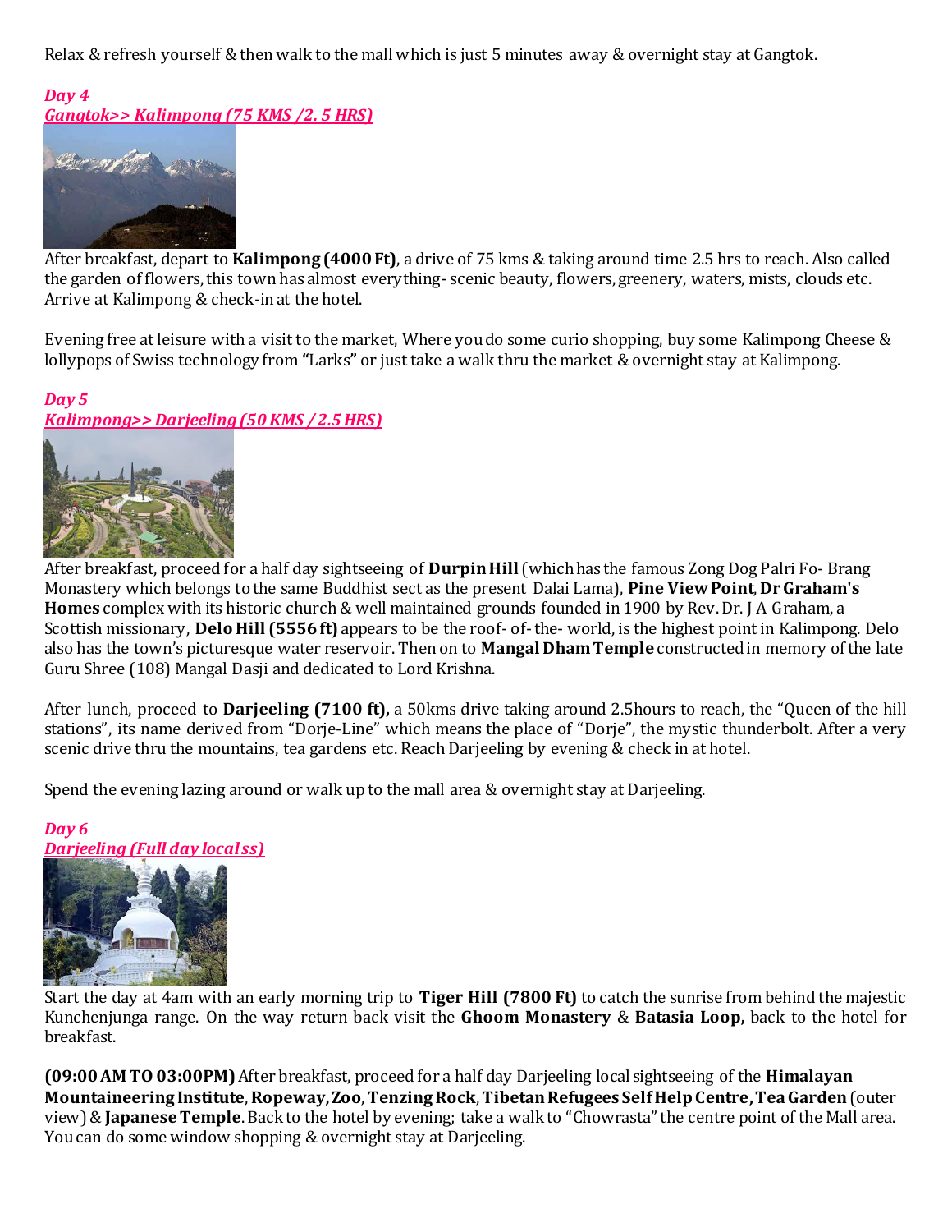Relax & refresh yourself & then walk to the mall which is just 5 minutes away & overnight stay at Gangtok.

***Day 4***
***Gangtok>> Kalimpong (75 KMS /2. 5 HRS)***

After breakfast, depart to **Kalimpong (4000 Ft)**, a drive of 75 kms & taking around time 2.5 hrs to reach. Also called the garden of flowers, this town has almost everything- scenic beauty, flowers, greenery, waters, mists, clouds etc. Arrive at Kalimpong & check-in at the hotel.

Evening free at leisure with a visit to the market, Where you do some curio shopping, buy some Kalimpong Cheese & lollypops of Swiss technology from **"**Larks**"** or just take a walk thru the market & overnight stay at Kalimpong.

***Day 5***
***Kalimpong>> Darjeeling (50 KMS / 2.5 HRS)***

After breakfast, proceed for a half day sightseeing of **Durpin Hill** (which has the famous Zong Dog Palri Fo- Brang Monastery which belongs to the same Buddhist sect as the present Dalai Lama), **Pine View Point**, **Dr Graham's Homes** complex with its historic church & well maintained grounds founded in 1900 by Rev. Dr. J A Graham, a Scottish missionary, **Delo Hill (5556 ft)** appears to be the roof- of- the- world, is the highest point in Kalimpong. Delo also has the town's picturesque water reservoir. Then on to **Mangal Dham Temple** constructed in memory of the late Guru Shree (108) Mangal Dasji and dedicated to Lord Krishna.

After lunch, proceed to **Darjeeling (7100 ft),** a 50kms drive taking around 2.5hours to reach, the "Queen of the hill stations", its name derived from "Dorje-Line" which means the place of "Dorje", the mystic thunderbolt. After a very scenic drive thru the mountains, tea gardens etc. Reach Darjeeling by evening & check in at hotel.

Spend the evening lazing around or walk up to the mall area & overnight stay at Darjeeling.

***Day 6***
***Darjeeling (Full day local ss)***

Start the day at 4am with an early morning trip to **Tiger Hill (7800 Ft)** to catch the sunrise from behind the majestic Kunchenjunga range. On the way return back visit the **Ghoom Monastery** & **Batasia Loop,** back to the hotel for breakfast.

**(09:00 AM TO 03:00PM)** After breakfast, proceed for a half day Darjeeling local sightseeing of the **Himalayan Mountaineering Institute**, **Ropeway, Zoo**, **Tenzing Rock**, **Tibetan Refugees Self Help Centre, Tea Garden** (outer view) & **Japanese Temple**. Back to the hotel by evening; take a walk to "Chowrasta" the centre point of the Mall area. You can do some window shopping & overnight stay at Darjeeling.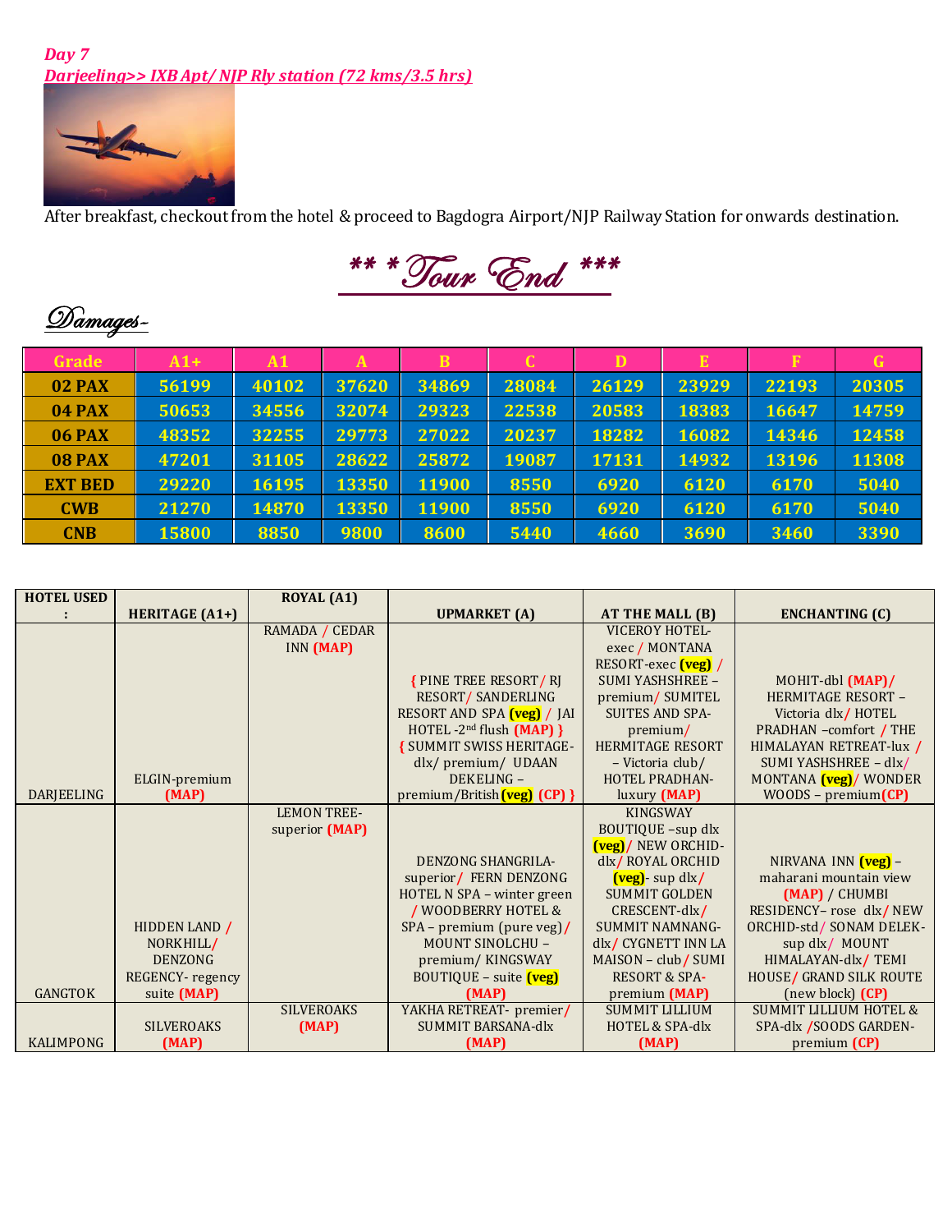*Day 7*

*Darjeeling>> IXB Apt/ NJP Rly station (72 kms/3.5 hrs)*

After breakfast, checkout from the hotel & proceed to Bagdogra Airport/NJP Railway Station for onwards destination.

## ** *Tour End ***

## Damages-

| Grade | A1+ | A1 | A | B | C | D | E | F | G |
|---|---|---|---|---|---|---|---|---|---|
| 02 PAX | 56199 | 40102 | 37620 | 34869 | 28084 | 26129 | 23929 | 22193 | 20305 |
| 04 PAX | 50653 | 34556 | 32074 | 29323 | 22538 | 20583 | 18383 | 16647 | 14759 |
| 06 PAX | 48352 | 32255 | 29773 | 27022 | 20237 | 18282 | 16082 | 14346 | 12458 |
| 08 PAX | 47201 | 31105 | 28622 | 25872 | 19087 | 17131 | 14932 | 13196 | 11308 |
| EXT BED | 29220 | 16195 | 13350 | 11900 | 8550 | 6920 | 6120 | 6170 | 5040 |
| CWB | 21270 | 14870 | 13350 | 11900 | 8550 | 6920 | 6120 | 6170 | 5040 |
| CNB | 15800 | 8850 | 9800 | 8600 | 5440 | 4660 | 3690 | 3460 | 3390 |

| HOTEL USED : | HERITAGE (A1+) | ROYAL (A1) | UPMARKET (A) | AT THE MALL (B) | ENCHANTING (C) |
|---|---|---|---|---|---|
| DARJEELING | ELGIN-premium (MAP) | RAMADA / CEDAR INN (MAP) | { PINE TREE RESORT/ RJ RESORT/ SANDERLING RESORT AND SPA (veg) / JAI HOTEL -2nd flush (MAP) } { SUMMIT SWISS HERITAGE-dlx/ premium/ UDAAN DEKELING – premium/British (veg) (CP) } | VICEROY HOTEL-exec / MONTANA RESORT-exec (veg) / SUMI YASHSHREE – premium/ SUMITEL SUITES AND SPA-premium/ HERMITAGE RESORT – Victoria club/ HOTEL PRADHAN-luxury (MAP) | MOHIT-dbl (MAP)/ HERMITAGE RESORT – Victoria dlx/ HOTEL PRADHAN –comfort / THE HIMALAYAN RETREAT-lux / SUMI YASHSHREE – dlx/ MONTANA (veg)/ WONDER WOODS – premium(CP) |
| GANGTOK | HIDDEN LAND / NORKHILL/ DENZONG REGENCY- regency suite (MAP) | LEMON TREE-superior (MAP) | DENZONG SHANGRILA-superior/ FERN DENZONG HOTEL N SPA – winter green / WOODBERRY HOTEL & SPA – premium (pure veg)/ MOUNT SINOLCHU – premium/ KINGSWAY BOUTIQUE – suite (veg) (MAP) | KINGSWAY BOUTIQUE –sup dlx (veg)/ NEW ORCHID-dlx/ ROYAL ORCHID (veg)- sup dlx/ SUMMIT GOLDEN CRESCENT-dlx/ SUMMIT NAMNANG-dlx/ CYGNETT INN LA MAISON – club/ SUMI RESORT & SPA-premium (MAP) | NIRVANA INN (veg) – maharani mountain view (MAP) / CHUMBI RESIDENCY– rose dlx/ NEW ORCHID-std/ SONAM DELEK-sup dlx/ MOUNT HIMALAYAN-dlx/ TEMI HOUSE/ GRAND SILK ROUTE (new block) (CP) |
| KALIMPONG | SILVEROAKS (MAP) | SILVEROAKS (MAP) | YAKHA RETREAT- premier/ SUMMIT BARSANA-dlx (MAP) | SUMMIT LILLIUM HOTEL & SPA-dlx (MAP) | SUMMIT LILLIUM HOTEL & SPA-dlx /SOODS GARDEN-premium (CP) |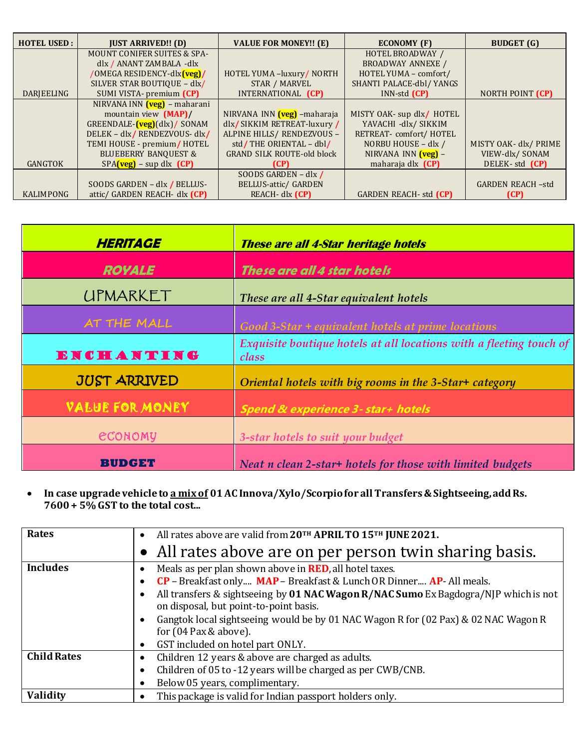| HOTEL USED : | JUST ARRIVED!! (D) | VALUE FOR MONEY!! (E) | ECONOMY (F) | BUDGET (G) |
|---|---|---|---|---|
| DARJEELING | MOUNT CONIFER SUITES & SPA- dlx / ANANT ZAMBALA -dlx /OMEGA RESIDENCY-dlx **(veg)** / SILVER STAR BOUTIQUE – dlx/ SUMI VISTA- premium **(CP)** | HOTEL YUMA –luxury/ NORTH STAR / MARVEL INTERNATIONAL **(CP)** | HOTEL BROADWAY / BROADWAY ANNEXE / HOTEL YUMA – comfort/ SHANTI PALACE-dbl/ YANGS INN-std **(CP)** | NORTH POINT **(CP)** |
| GANGTOK | NIRVANA INN **(veg)** – maharani mountain view **(MAP)** / GREENDALE- **(veg)** (dlx) / SONAM DELEK – dlx/ RENDEZVOUS- dlx/ TEMI HOUSE - premium/ HOTEL BLUEBERRY BANQUEST & SPA **(veg)** – sup dlx **(CP)** | NIRVANA INN **(veg)** –maharaja dlx/ SIKKIM RETREAT-luxury / ALPINE HILLS/ RENDEZVOUS – std/ THE ORIENTAL – dbl/ GRAND SILK ROUTE-old block **(CP)** | MISTY OAK- sup dlx/ HOTEL YAVACHI -dlx/ SIKKIM RETREAT- comfort/ HOTEL NORBU HOUSE – dlx / NIRVANA INN **(veg)** – maharaja dlx **(CP)** | MISTY OAK- dlx/ PRIME VIEW-dlx/ SONAM DELEK- std **(CP)** |
| KALIMPONG | SOODS GARDEN – dlx / BELLUS-attic/ GARDEN REACH- dlx **(CP)** | SOODS GARDEN – dlx / BELLUS-attic/ GARDEN REACH- dlx **(CP)** | GARDEN REACH- std **(CP)** | GARDEN REACH –std **(CP)** |

| | |
|---|---|
| **HERITAGE** | *These are all 4-Star heritage hotels* |
| **ROYALE** | *These are all 4 star hotels* |
| UPMARKET | *These are all 4-Star equivalent hotels* |
| AT THE MALL | *Good 3-Star + equivalent hotels at prime locations* |
| **ENCHANTING** | *Exquisite boutique hotels at all locations with a fleeting touch of class* |
| JUST ARRIVED | *Oriental hotels with big rooms in the 3-Star+ category* |
| VALUE FOR MONEY | *Spend & experience 3- star+ hotels* |
| ECONOMY | *3-star hotels to suit your budget* |
| **BUDGET** | *Neat n clean 2-star+ hotels for those with limited budgets* |

- **In case upgrade vehicle to a mix of 01 AC Innova/Xylo/Scorpio for all Transfers & Sightseeing, add Rs. 7600 + 5% GST to the total cost...**

| | |
|---|---|
| **Rates** | • All rates above are valid from **20TH APRIL TO 15TH JUNE 2021.** <br> • All rates above are on per person twin sharing basis. |
| **Includes** | • Meals as per plan shown above in **RED**, all hotel taxes. <br> • **CP** – Breakfast only.... **MAP** – Breakfast & Lunch OR Dinner.... **AP**- All meals. <br> • All transfers & sightseeing by **01 NAC Wagon R/NAC Sumo** Ex Bagdogra/NJP which is not on disposal, but point-to-point basis. <br> • Gangtok local sightseeing would be by 01 NAC Wagon R for (02 Pax) & 02 NAC Wagon R for (04 Pax & above). <br> • GST included on hotel part ONLY. |
| **Child Rates** | • Children 12 years & above are charged as adults. <br> • Children of 05 to -12 years will be charged as per CWB/CNB. <br> • Below 05 years, complimentary. |
| **Validity** | • This package is valid for Indian passport holders only. |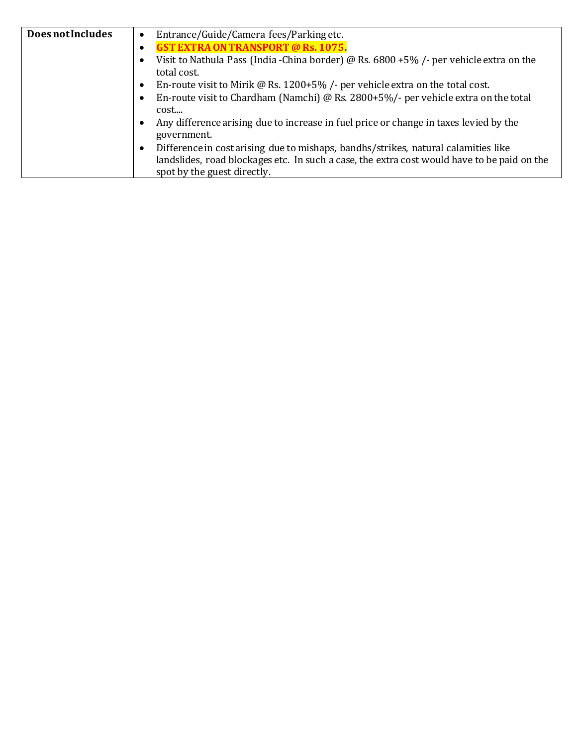| | |
|---|---|
| **Does not Includes** | • Entrance/Guide/Camera fees/Parking etc.<br>• **GST EXTRA ON TRANSPORT @ Rs. 1075.**<br>• Visit to Nathula Pass (India -China border) @ Rs. 6800 +5% /- per vehicle extra on the total cost.<br>• En-route visit to Mirik @ Rs. 1200+5% /- per vehicle extra on the total cost.<br>• En-route visit to Chardham (Namchi) @ Rs. 2800+5%/- per vehicle extra on the total cost....<br>• Any difference arising due to increase in fuel price or change in taxes levied by the government.<br>• Difference in cost arising due to mishaps, bandhs/strikes, natural calamities like landslides, road blockages etc. In such a case, the extra cost would have to be paid on the spot by the guest directly. |